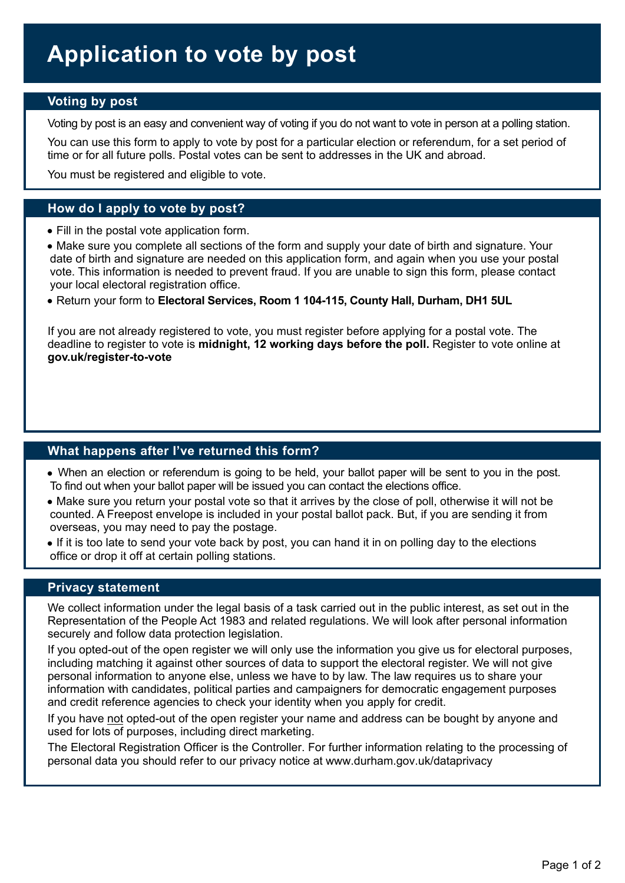# Application to vote by post

## Voting by post

Voting by post is an easy and convenient way of voting if you do not want to vote in person at a polling station.

You can use this form to apply to vote by post for a particular election or referendum, for a set period of time or for all future polls. Postal votes can be sent to addresses in the UK and abroad.

You must be registered and eligible to vote.

## How do I apply to vote by post?

- Fill in the postal vote application form.
- Make sure you complete all sections of the form and supply your date of birth and signature. Your date of birth and signature are needed on this application form, and again when you use your postal vote. This information is needed to prevent fraud. If you are unable to sign this form, please contact your local electoral registration office.
- Return your form to **Electoral Services, Room 1 104-115, County Hall, Durham, DH1 5UL**

If you are not already registered to vote, you must register before applying for a postal vote. The deadline to register to vote is **midnight, 12 working days before the poll.** Register to vote online at **gov.uk/register-to-vote**

## What happens after I've returned this form?

- When an election or referendum is going to be held, your ballot paper will be sent to you in the post. To find out when your ballot paper will be issued you can contact the elections office.
- Make sure you return your postal vote so that it arrives by the close of poll, otherwise it will not be counted. A Freepost envelope is included in your postal ballot pack. But, if you are sending it from overseas, you may need to pay the postage.
- If it is too late to send your vote back by post, you can hand it in on polling day to the elections office or drop it off at certain polling stations.

## Privacy statement

We collect information under the legal basis of a task carried out in the public interest, as set out in the Representation of the People Act 1983 and related regulations. We will look after personal information securely and follow data protection legislation.

If you opted-out of the open register we will only use the information you give us for electoral purposes, including matching it against other sources of data to support the electoral register. We will not give personal information to anyone else, unless we have to by law. The law requires us to share your information with candidates, political parties and campaigners for democratic engagement purposes and credit reference agencies to check your identity when you apply for credit.

If you have <u>not</u> opted-out of the open register your name and address can be bought by anyone and used for lots of purposes, including direct marketing.

The Electoral Registration Officer is the Controller. For further information relating to the processing of personal data you should refer to our privacy notice at www.durham.gov.uk/dataprivacy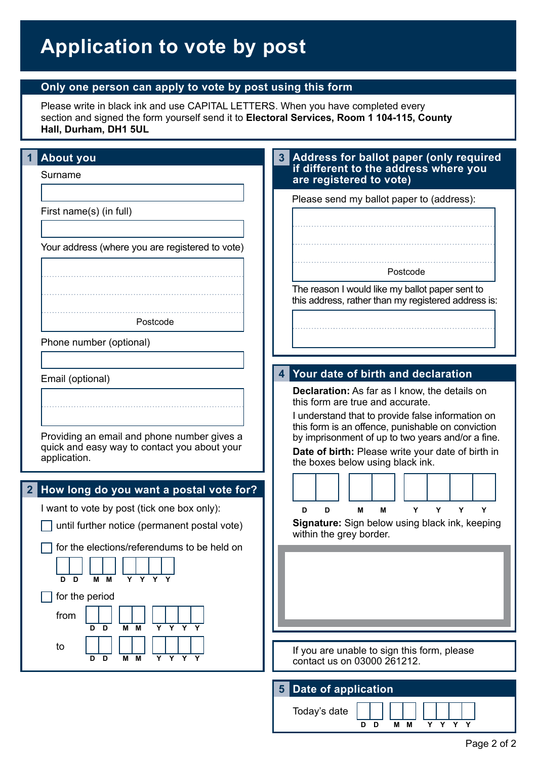# Application to vote by post

## Only one person can apply to vote by post using this form

Please write in black ink and use CAPITAL LETTERS. When you have completed every section and signed the form yourself send it to **Electoral Services, Room 1 104-115, County Hall, Durham, DH1 5UL**

## 1 About you

Surname

First name(s) (in full)

Your address (where you are registered to vote)

Postcode

Phone number (optional)

Email (optional)

Providing an email and phone number gives a quick and easy way to contact you about your application.

## 2 How long do you want a postal vote for?

I want to vote by post (tick one box only):

☐ until further notice (permanent postal vote)

☐ for the elections/referendums to be held on

D D M M Y Y Y Y

☐ for the period

from D D M M Y Y Y Y

to D D M M Y Y Y Y

## 3 Address for ballot paper (only required if different to the address where you are registered to vote)

Please send my ballot paper to (address):

Postcode

The reason I would like my ballot paper sent to this address, rather than my registered address is:

## 4 Your date of birth and declaration

**Declaration:** As far as I know, the details on this form are true and accurate.

I understand that to provide false information on this form is an offence, punishable on conviction by imprisonment of up to two years and/or a fine.

**Date of birth:** Please write your date of birth in the boxes below using black ink.

D D M M Y Y Y Y

**Signature:** Sign below using black ink, keeping within the grey border.

If you are unable to sign this form, please contact us on 03000 261212.

## 5 Date of application

Today's date D D M M Y Y Y Y